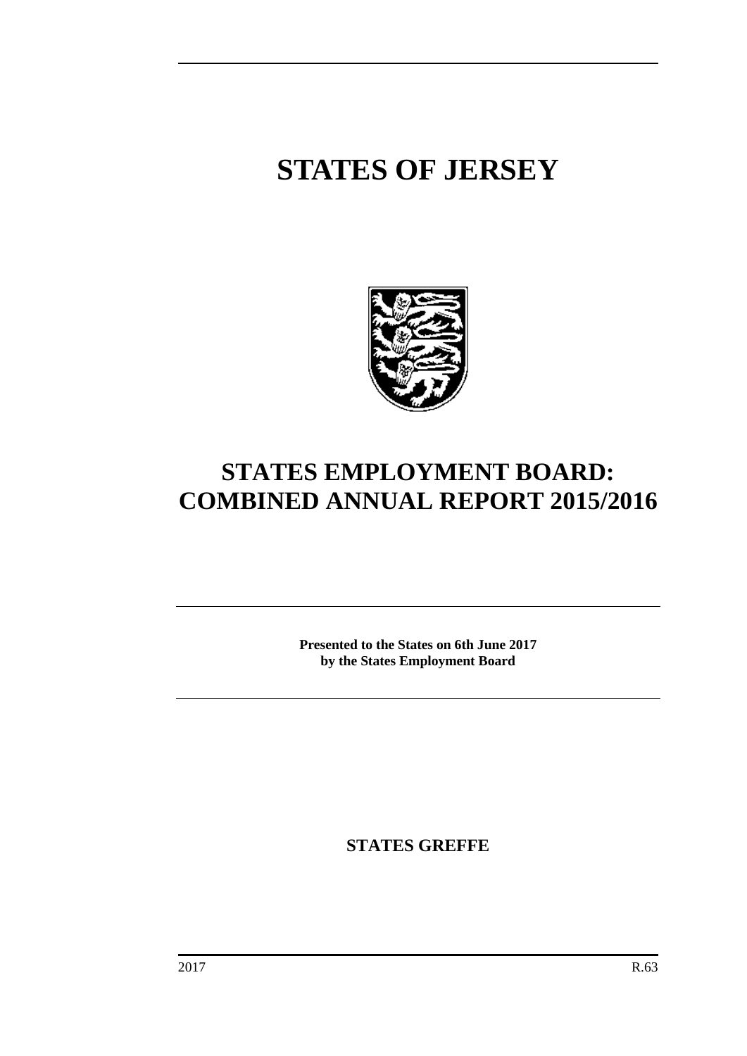# STATES OF JERSEY

# STATES EMPLOYMENT BOARD: COMBINED ANNUAL REPORT 2015/2016

**Presented to the States on 6th June 2017**
**by the States Employment Board**

**STATES GREFFE**

2017 R.63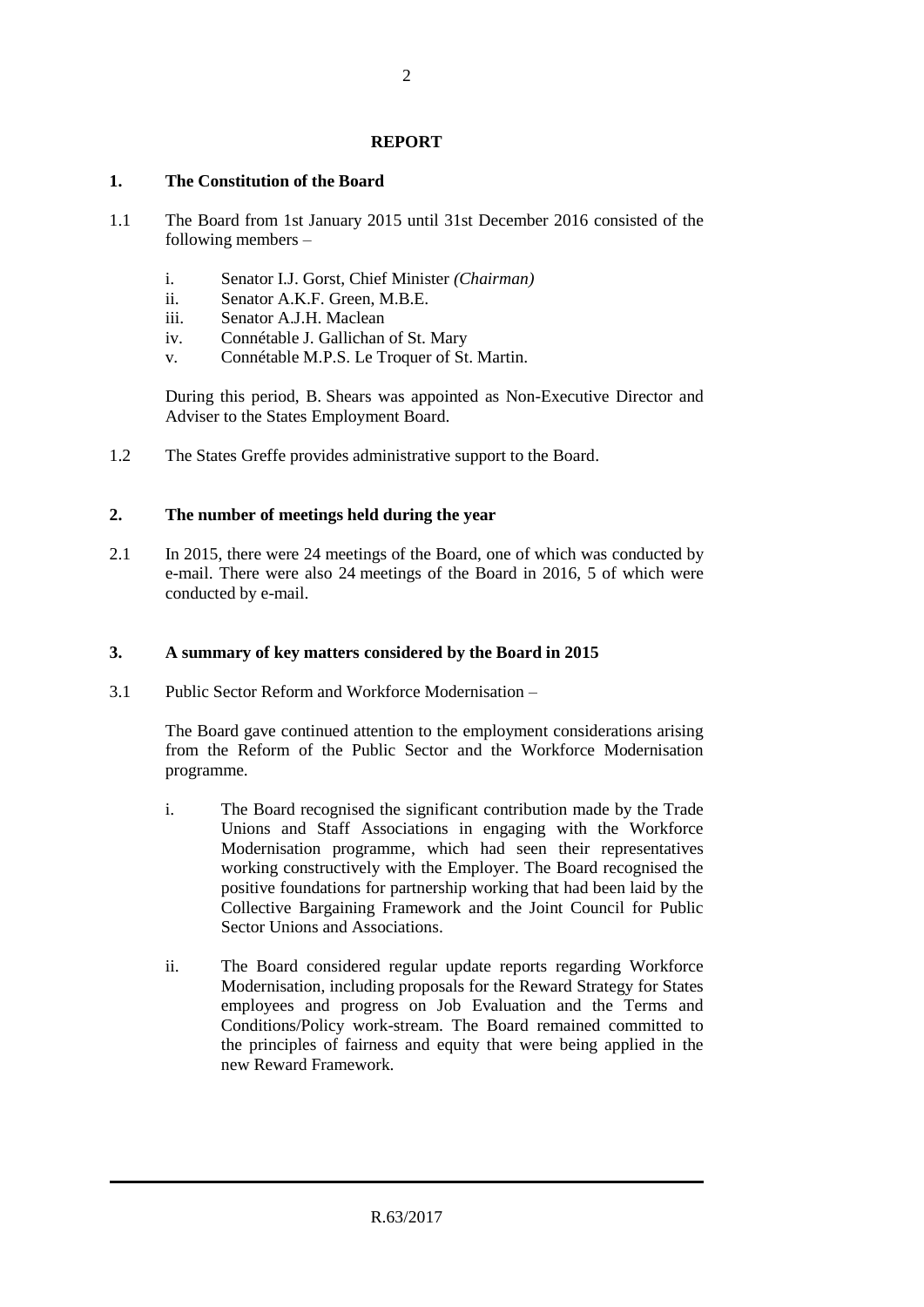**REPORT**

**1. The Constitution of the Board**

1.1 The Board from 1st January 2015 until 31st December 2016 consisted of the following members –

i. Senator I.J. Gorst, Chief Minister *(Chairman)*
ii. Senator A.K.F. Green, M.B.E.
iii. Senator A.J.H. Maclean
iv. Connétable J. Gallichan of St. Mary
v. Connétable M.P.S. Le Troquer of St. Martin.

During this period, B. Shears was appointed as Non-Executive Director and Adviser to the States Employment Board.

1.2 The States Greffe provides administrative support to the Board.

**2. The number of meetings held during the year**

2.1 In 2015, there were 24 meetings of the Board, one of which was conducted by e-mail. There were also 24 meetings of the Board in 2016, 5 of which were conducted by e-mail.

**3. A summary of key matters considered by the Board in 2015**

3.1 Public Sector Reform and Workforce Modernisation –

The Board gave continued attention to the employment considerations arising from the Reform of the Public Sector and the Workforce Modernisation programme.

i. The Board recognised the significant contribution made by the Trade Unions and Staff Associations in engaging with the Workforce Modernisation programme, which had seen their representatives working constructively with the Employer. The Board recognised the positive foundations for partnership working that had been laid by the Collective Bargaining Framework and the Joint Council for Public Sector Unions and Associations.

ii. The Board considered regular update reports regarding Workforce Modernisation, including proposals for the Reward Strategy for States employees and progress on Job Evaluation and the Terms and Conditions/Policy work-stream. The Board remained committed to the principles of fairness and equity that were being applied in the new Reward Framework.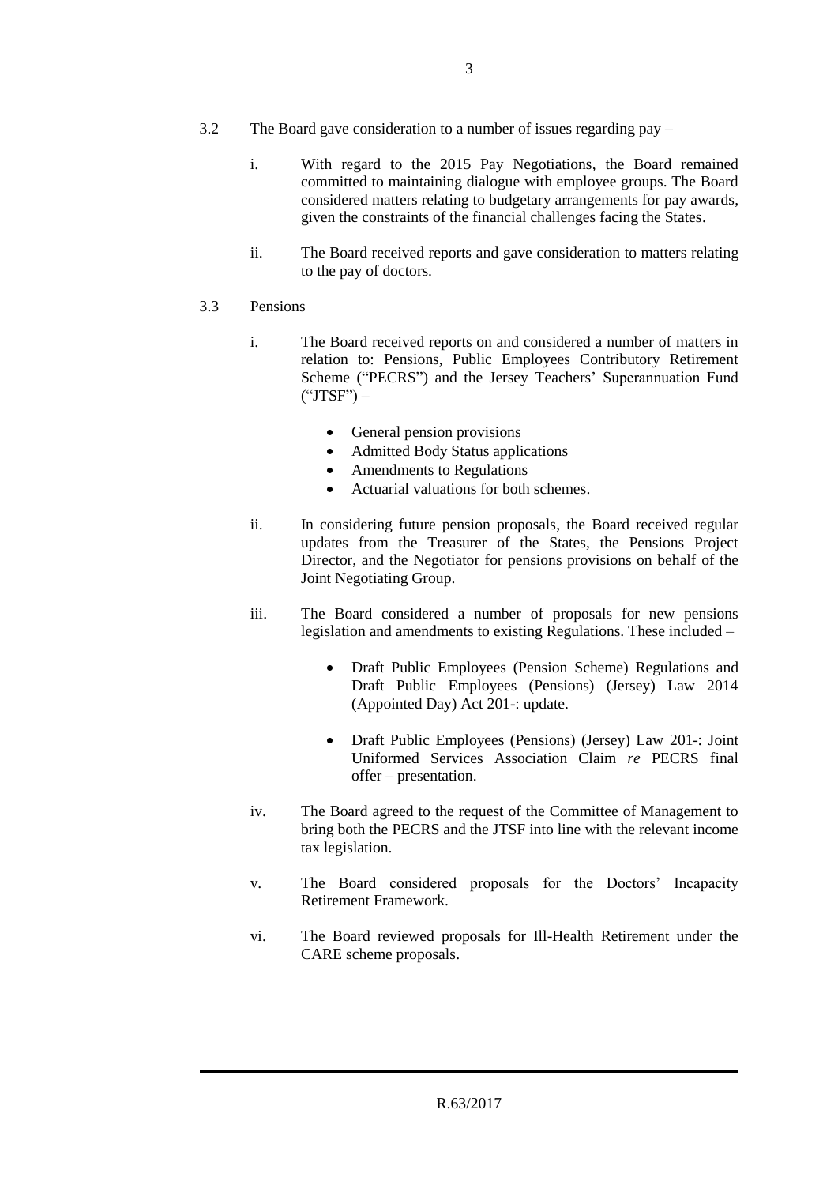3.2 The Board gave consideration to a number of issues regarding pay –

i. With regard to the 2015 Pay Negotiations, the Board remained committed to maintaining dialogue with employee groups. The Board considered matters relating to budgetary arrangements for pay awards, given the constraints of the financial challenges facing the States.

ii. The Board received reports and gave consideration to matters relating to the pay of doctors.

3.3 Pensions

i. The Board received reports on and considered a number of matters in relation to: Pensions, Public Employees Contributory Retirement Scheme ("PECRS") and the Jersey Teachers' Superannuation Fund ("JTSF") –

- General pension provisions
- Admitted Body Status applications
- Amendments to Regulations
- Actuarial valuations for both schemes.

ii. In considering future pension proposals, the Board received regular updates from the Treasurer of the States, the Pensions Project Director, and the Negotiator for pensions provisions on behalf of the Joint Negotiating Group.

iii. The Board considered a number of proposals for new pensions legislation and amendments to existing Regulations. These included –

- Draft Public Employees (Pension Scheme) Regulations and Draft Public Employees (Pensions) (Jersey) Law 2014 (Appointed Day) Act 201-: update.

- Draft Public Employees (Pensions) (Jersey) Law 201-: Joint Uniformed Services Association Claim *re* PECRS final offer – presentation.

iv. The Board agreed to the request of the Committee of Management to bring both the PECRS and the JTSF into line with the relevant income tax legislation.

v. The Board considered proposals for the Doctors' Incapacity Retirement Framework.

vi. The Board reviewed proposals for Ill-Health Retirement under the CARE scheme proposals.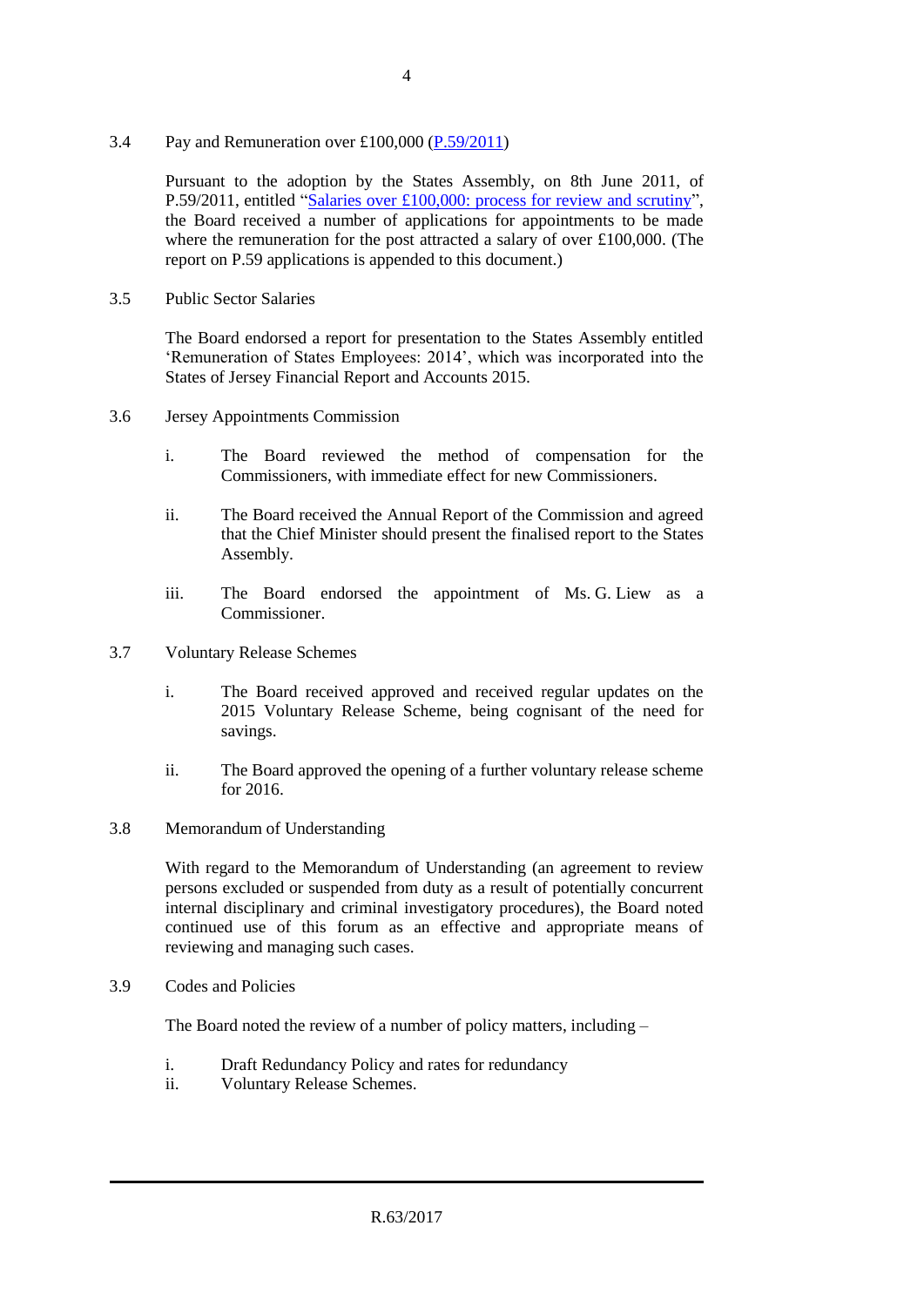3.4 Pay and Remuneration over £100,000 (P.59/2011)

Pursuant to the adoption by the States Assembly, on 8th June 2011, of P.59/2011, entitled "Salaries over £100,000: process for review and scrutiny", the Board received a number of applications for appointments to be made where the remuneration for the post attracted a salary of over £100,000. (The report on P.59 applications is appended to this document.)

3.5 Public Sector Salaries

The Board endorsed a report for presentation to the States Assembly entitled 'Remuneration of States Employees: 2014', which was incorporated into the States of Jersey Financial Report and Accounts 2015.

3.6 Jersey Appointments Commission

i. The Board reviewed the method of compensation for the Commissioners, with immediate effect for new Commissioners.

ii. The Board received the Annual Report of the Commission and agreed that the Chief Minister should present the finalised report to the States Assembly.

iii. The Board endorsed the appointment of Ms. G. Liew as a Commissioner.

3.7 Voluntary Release Schemes

i. The Board received approved and received regular updates on the 2015 Voluntary Release Scheme, being cognisant of the need for savings.

ii. The Board approved the opening of a further voluntary release scheme for 2016.

3.8 Memorandum of Understanding

With regard to the Memorandum of Understanding (an agreement to review persons excluded or suspended from duty as a result of potentially concurrent internal disciplinary and criminal investigatory procedures), the Board noted continued use of this forum as an effective and appropriate means of reviewing and managing such cases.

3.9 Codes and Policies

The Board noted the review of a number of policy matters, including –

i. Draft Redundancy Policy and rates for redundancy
ii. Voluntary Release Schemes.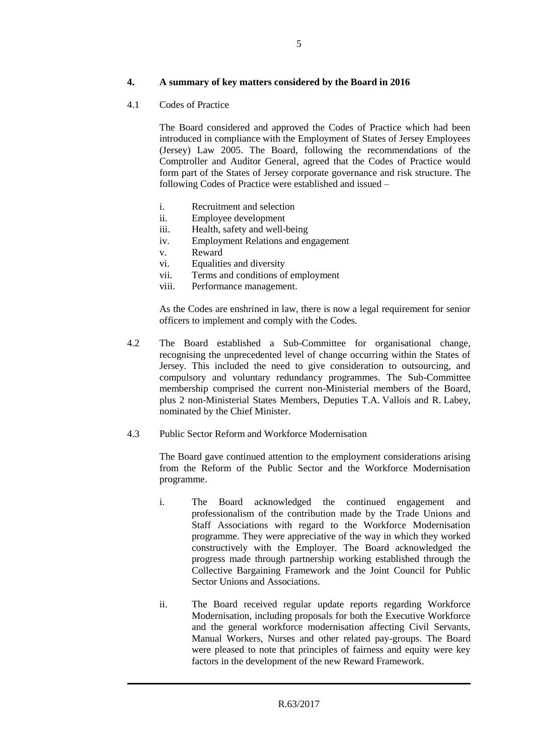## 4. A summary of key matters considered by the Board in 2016

4.1 Codes of Practice

The Board considered and approved the Codes of Practice which had been introduced in compliance with the Employment of States of Jersey Employees (Jersey) Law 2005. The Board, following the recommendations of the Comptroller and Auditor General, agreed that the Codes of Practice would form part of the States of Jersey corporate governance and risk structure. The following Codes of Practice were established and issued –

i. Recruitment and selection
ii. Employee development
iii. Health, safety and well-being
iv. Employment Relations and engagement
v. Reward
vi. Equalities and diversity
vii. Terms and conditions of employment
viii. Performance management.

As the Codes are enshrined in law, there is now a legal requirement for senior officers to implement and comply with the Codes.

4.2 The Board established a Sub-Committee for organisational change, recognising the unprecedented level of change occurring within the States of Jersey. This included the need to give consideration to outsourcing, and compulsory and voluntary redundancy programmes. The Sub-Committee membership comprised the current non-Ministerial members of the Board, plus 2 non-Ministerial States Members, Deputies T.A. Vallois and R. Labey, nominated by the Chief Minister.

4.3 Public Sector Reform and Workforce Modernisation

The Board gave continued attention to the employment considerations arising from the Reform of the Public Sector and the Workforce Modernisation programme.

i. The Board acknowledged the continued engagement and professionalism of the contribution made by the Trade Unions and Staff Associations with regard to the Workforce Modernisation programme. They were appreciative of the way in which they worked constructively with the Employer. The Board acknowledged the progress made through partnership working established through the Collective Bargaining Framework and the Joint Council for Public Sector Unions and Associations.

ii. The Board received regular update reports regarding Workforce Modernisation, including proposals for both the Executive Workforce and the general workforce modernisation affecting Civil Servants, Manual Workers, Nurses and other related pay-groups. The Board were pleased to note that principles of fairness and equity were key factors in the development of the new Reward Framework.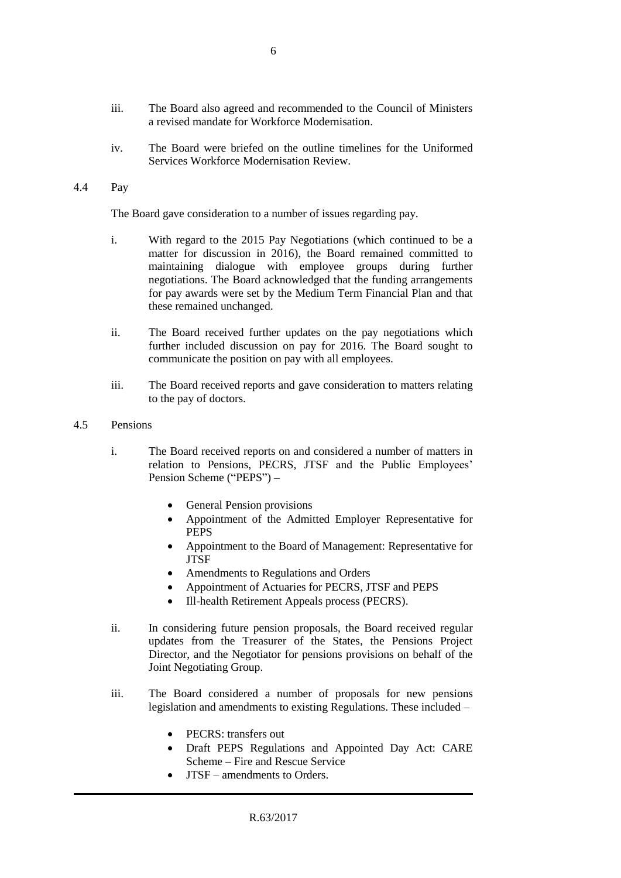iii. The Board also agreed and recommended to the Council of Ministers a revised mandate for Workforce Modernisation.

iv. The Board were briefed on the outline timelines for the Uniformed Services Workforce Modernisation Review.

### 4.4 Pay

The Board gave consideration to a number of issues regarding pay.

i. With regard to the 2015 Pay Negotiations (which continued to be a matter for discussion in 2016), the Board remained committed to maintaining dialogue with employee groups during further negotiations. The Board acknowledged that the funding arrangements for pay awards were set by the Medium Term Financial Plan and that these remained unchanged.

ii. The Board received further updates on the pay negotiations which further included discussion on pay for 2016. The Board sought to communicate the position on pay with all employees.

iii. The Board received reports and gave consideration to matters relating to the pay of doctors.

### 4.5 Pensions

i. The Board received reports on and considered a number of matters in relation to Pensions, PECRS, JTSF and the Public Employees' Pension Scheme ("PEPS") –

- General Pension provisions
- Appointment of the Admitted Employer Representative for PEPS
- Appointment to the Board of Management: Representative for JTSF
- Amendments to Regulations and Orders
- Appointment of Actuaries for PECRS, JTSF and PEPS
- Ill-health Retirement Appeals process (PECRS).

ii. In considering future pension proposals, the Board received regular updates from the Treasurer of the States, the Pensions Project Director, and the Negotiator for pensions provisions on behalf of the Joint Negotiating Group.

iii. The Board considered a number of proposals for new pensions legislation and amendments to existing Regulations. These included –

- PECRS: transfers out
- Draft PEPS Regulations and Appointed Day Act: CARE Scheme – Fire and Rescue Service
- JTSF – amendments to Orders.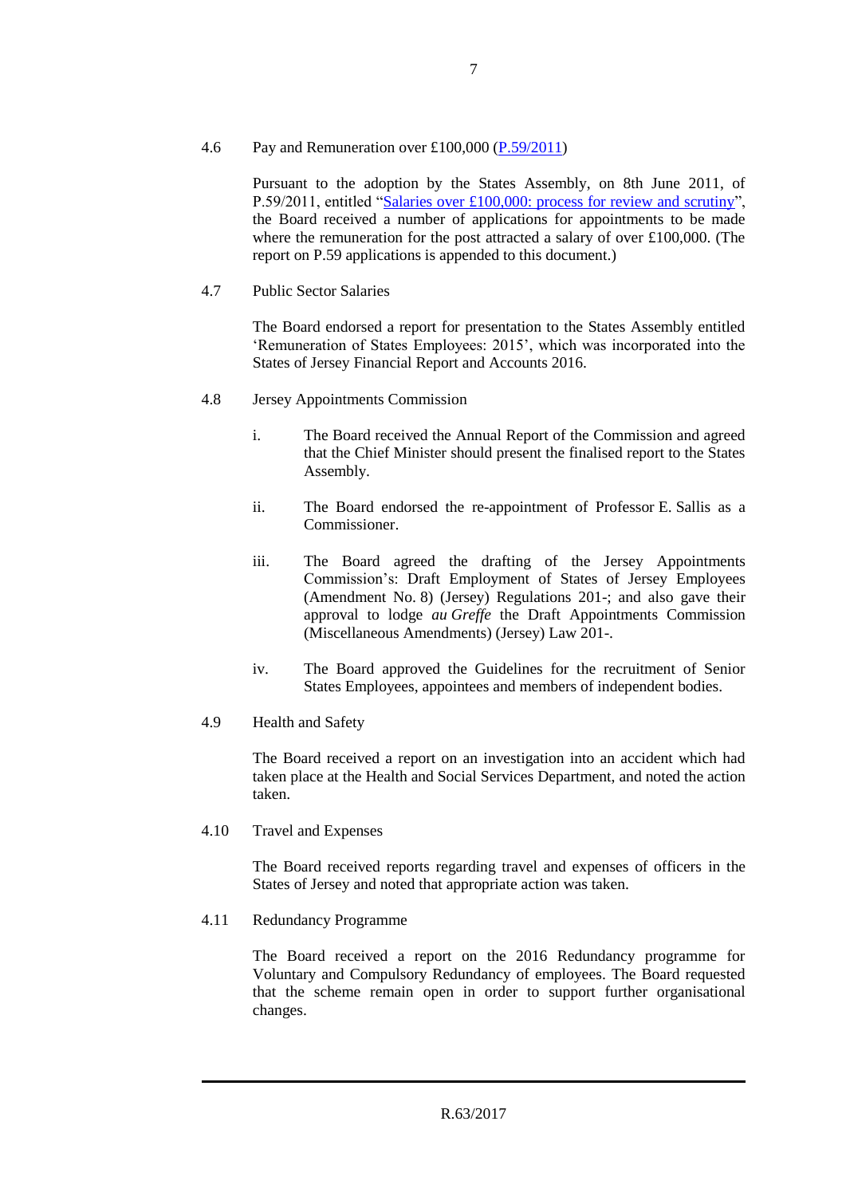4.6 Pay and Remuneration over £100,000 ([P.59/2011](#))

Pursuant to the adoption by the States Assembly, on 8th June 2011, of P.59/2011, entitled "[Salaries over £100,000: process for review and scrutiny](#)", the Board received a number of applications for appointments to be made where the remuneration for the post attracted a salary of over £100,000. (The report on P.59 applications is appended to this document.)

4.7 Public Sector Salaries

The Board endorsed a report for presentation to the States Assembly entitled 'Remuneration of States Employees: 2015', which was incorporated into the States of Jersey Financial Report and Accounts 2016.

4.8 Jersey Appointments Commission

i. The Board received the Annual Report of the Commission and agreed that the Chief Minister should present the finalised report to the States Assembly.

ii. The Board endorsed the re-appointment of Professor E. Sallis as a Commissioner.

iii. The Board agreed the drafting of the Jersey Appointments Commission's: Draft Employment of States of Jersey Employees (Amendment No. 8) (Jersey) Regulations 201-; and also gave their approval to lodge *au Greffe* the Draft Appointments Commission (Miscellaneous Amendments) (Jersey) Law 201-.

iv. The Board approved the Guidelines for the recruitment of Senior States Employees, appointees and members of independent bodies.

4.9 Health and Safety

The Board received a report on an investigation into an accident which had taken place at the Health and Social Services Department, and noted the action taken.

4.10 Travel and Expenses

The Board received reports regarding travel and expenses of officers in the States of Jersey and noted that appropriate action was taken.

4.11 Redundancy Programme

The Board received a report on the 2016 Redundancy programme for Voluntary and Compulsory Redundancy of employees. The Board requested that the scheme remain open in order to support further organisational changes.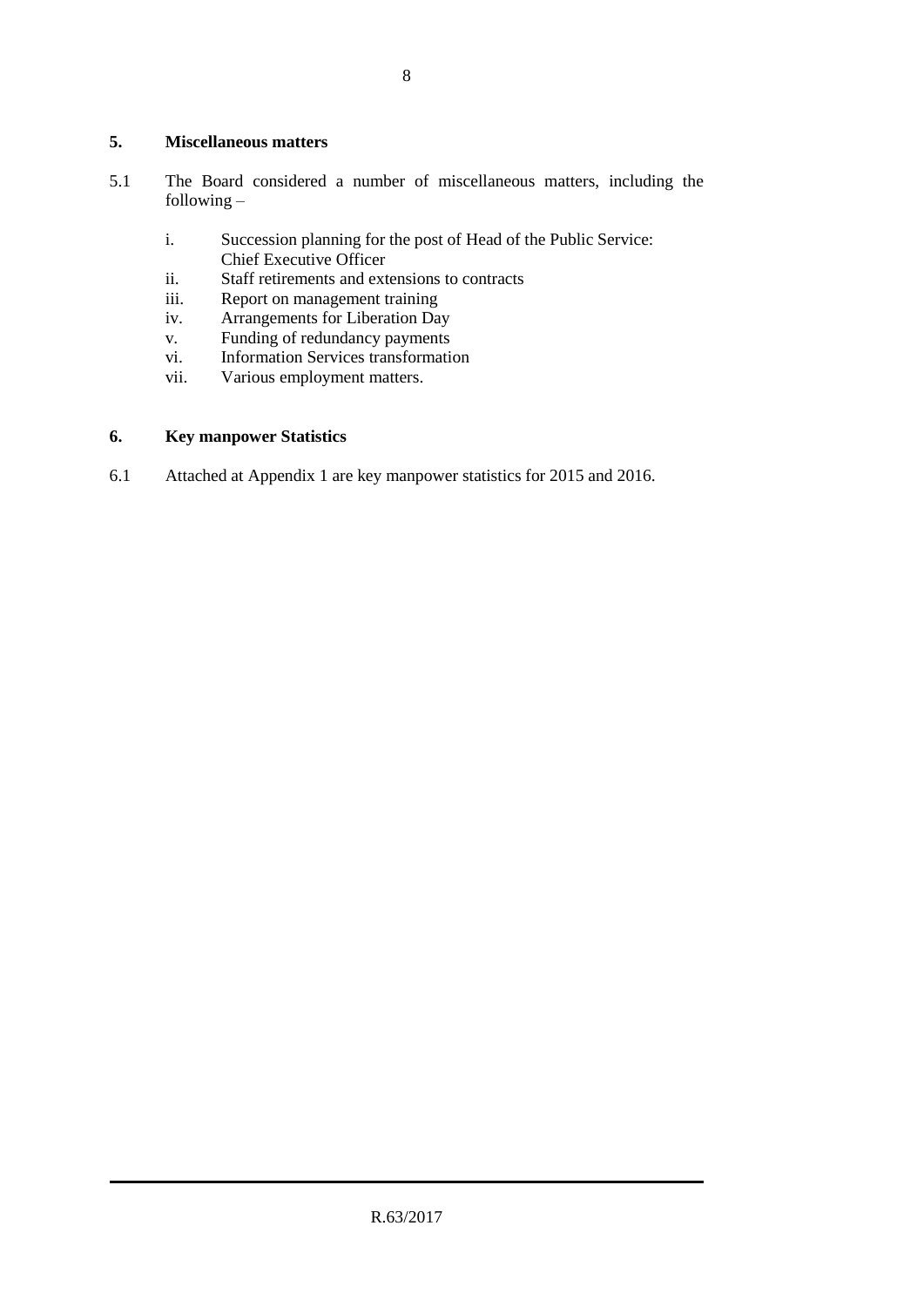## 5. Miscellaneous matters

5.1 The Board considered a number of miscellaneous matters, including the following –

i. Succession planning for the post of Head of the Public Service: Chief Executive Officer
ii. Staff retirements and extensions to contracts
iii. Report on management training
iv. Arrangements for Liberation Day
v. Funding of redundancy payments
vi. Information Services transformation
vii. Various employment matters.

## 6. Key manpower Statistics

6.1 Attached at Appendix 1 are key manpower statistics for 2015 and 2016.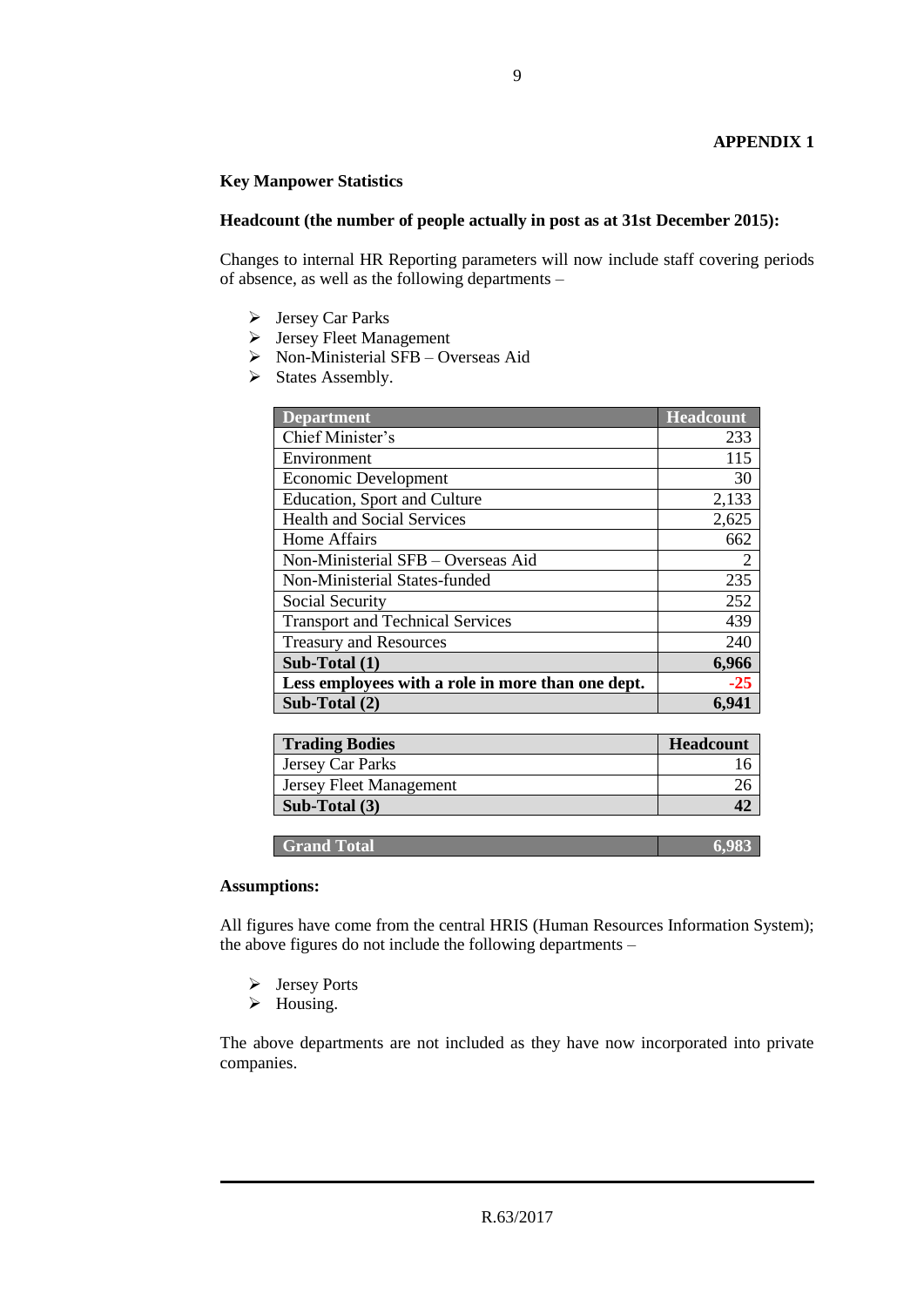**APPENDIX 1**

**Key Manpower Statistics**

**Headcount (the number of people actually in post as at 31st December 2015):**

Changes to internal HR Reporting parameters will now include staff covering periods of absence, as well as the following departments –

- Jersey Car Parks
- Jersey Fleet Management
- Non-Ministerial SFB – Overseas Aid
- States Assembly.

| Department | Headcount |
|---|---|
| Chief Minister's | 233 |
| Environment | 115 |
| Economic Development | 30 |
| Education, Sport and Culture | 2,133 |
| Health and Social Services | 2,625 |
| Home Affairs | 662 |
| Non-Ministerial SFB – Overseas Aid | 2 |
| Non-Ministerial States-funded | 235 |
| Social Security | 252 |
| Transport and Technical Services | 439 |
| Treasury and Resources | 240 |
| **Sub-Total (1)** | **6,966** |
| **Less employees with a role in more than one dept.** | **-25** |
| **Sub-Total (2)** | **6,941** |

| Trading Bodies | Headcount |
|---|---|
| Jersey Car Parks | 16 |
| Jersey Fleet Management | 26 |
| **Sub-Total (3)** | **42** |

| Grand Total | 6,983 |
|---|---|

**Assumptions:**

All figures have come from the central HRIS (Human Resources Information System); the above figures do not include the following departments –

- Jersey Ports
- Housing.

The above departments are not included as they have now incorporated into private companies.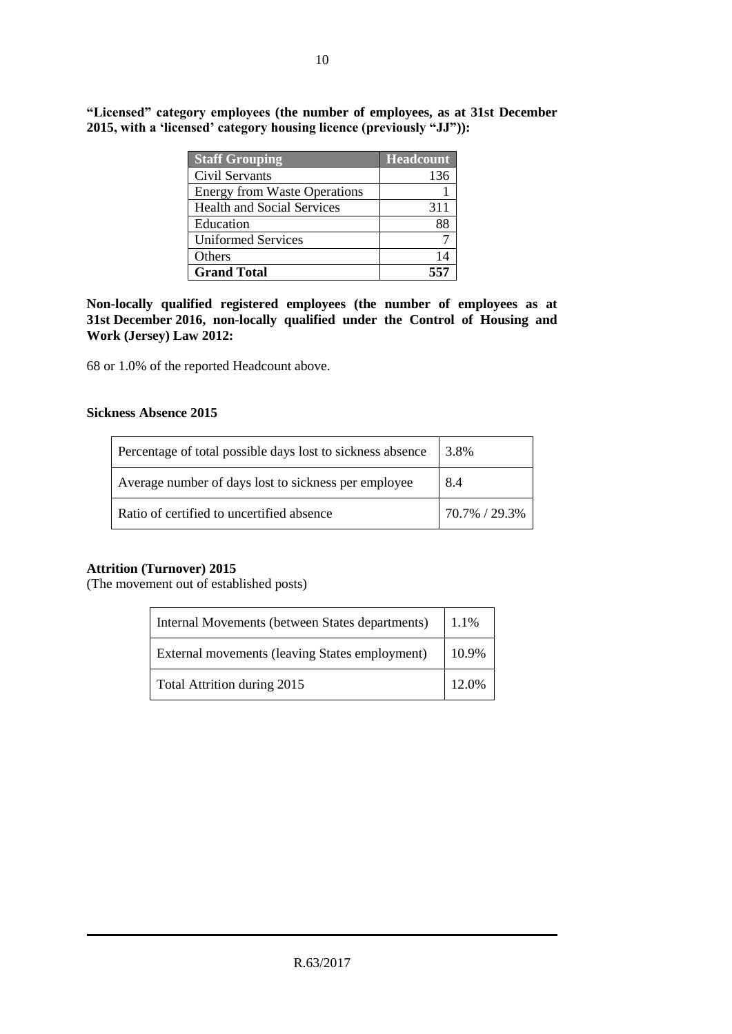**“Licensed” category employees (the number of employees, as at 31st December 2015, with a ‘licensed’ category housing licence (previously “JJ”)):**

| Staff Grouping | Headcount |
|---|---|
| Civil Servants | 136 |
| Energy from Waste Operations | 1 |
| Health and Social Services | 311 |
| Education | 88 |
| Uniformed Services | 7 |
| Others | 14 |
| **Grand Total** | **557** |

**Non-locally qualified registered employees (the number of employees as at 31st December 2016, non-locally qualified under the Control of Housing and Work (Jersey) Law 2012:**

68 or 1.0% of the reported Headcount above.

**Sickness Absence 2015**

| | |
|---|---|
| Percentage of total possible days lost to sickness absence | 3.8% |
| Average number of days lost to sickness per employee | 8.4 |
| Ratio of certified to uncertified absence | 70.7% / 29.3% |

**Attrition (Turnover) 2015**
(The movement out of established posts)

| | |
|---|---|
| Internal Movements (between States departments) | 1.1% |
| External movements (leaving States employment) | 10.9% |
| Total Attrition during 2015 | 12.0% |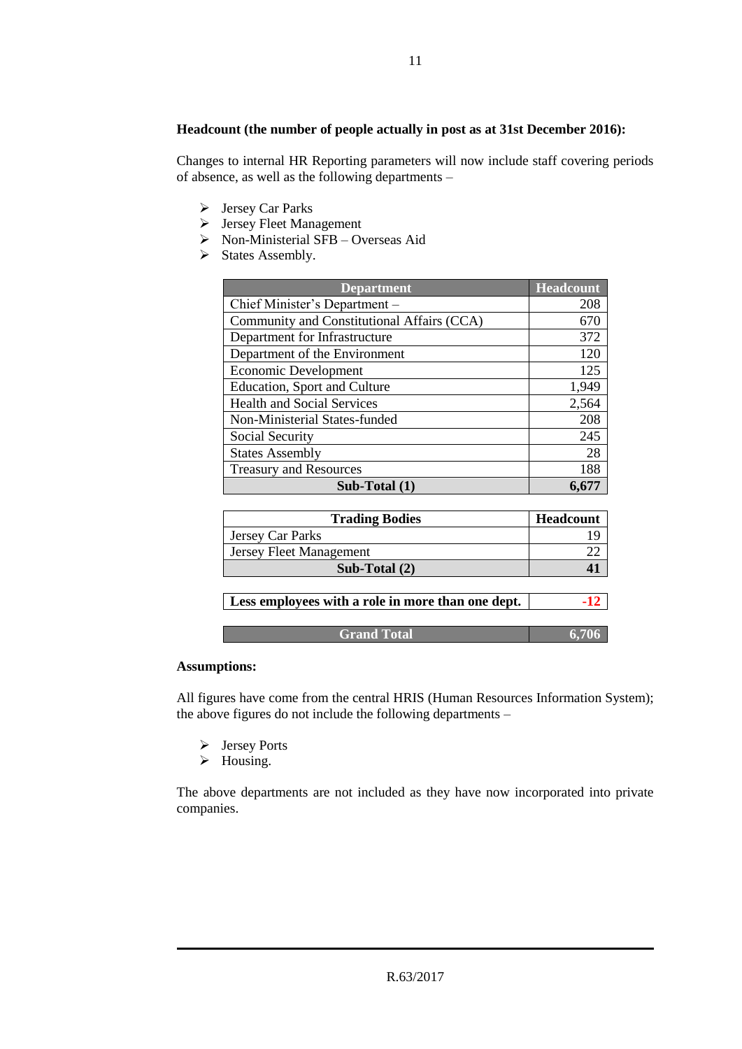**Headcount (the number of people actually in post as at 31st December 2016):**

Changes to internal HR Reporting parameters will now include staff covering periods of absence, as well as the following departments –

- Jersey Car Parks
- Jersey Fleet Management
- Non-Ministerial SFB – Overseas Aid
- States Assembly.

| Department | Headcount |
|---|---|
| Chief Minister's Department – | 208 |
| Community and Constitutional Affairs (CCA) | 670 |
| Department for Infrastructure | 372 |
| Department of the Environment | 120 |
| Economic Development | 125 |
| Education, Sport and Culture | 1,949 |
| Health and Social Services | 2,564 |
| Non-Ministerial States-funded | 208 |
| Social Security | 245 |
| States Assembly | 28 |
| Treasury and Resources | 188 |
| **Sub-Total (1)** | **6,677** |

| Trading Bodies | Headcount |
|---|---|
| Jersey Car Parks | 19 |
| Jersey Fleet Management | 22 |
| **Sub-Total (2)** | **41** |

| | |
|---|---|
| **Less employees with a role in more than one dept.** | **-12** |

| | |
|---|---|
| **Grand Total** | **6,706** |

**Assumptions:**

All figures have come from the central HRIS (Human Resources Information System); the above figures do not include the following departments –

- Jersey Ports
- Housing.

The above departments are not included as they have now incorporated into private companies.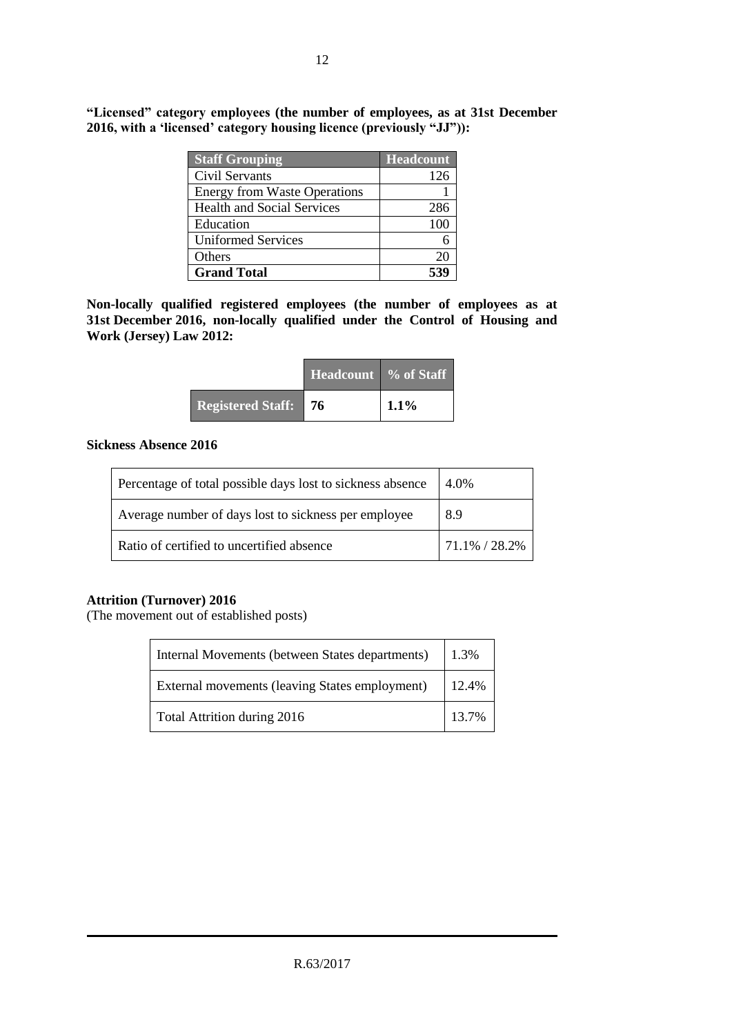**"Licensed" category employees (the number of employees, as at 31st December 2016, with a 'licensed' category housing licence (previously "JJ")):**

| Staff Grouping | Headcount |
|---|---|
| Civil Servants | 126 |
| Energy from Waste Operations | 1 |
| Health and Social Services | 286 |
| Education | 100 |
| Uniformed Services | 6 |
| Others | 20 |
| **Grand Total** | **539** |

**Non-locally qualified registered employees (the number of employees as at 31st December 2016, non-locally qualified under the Control of Housing and Work (Jersey) Law 2012:**

| | Headcount | % of Staff |
|---|---|---|
| **Registered Staff:** | **76** | **1.1%** |

**Sickness Absence 2016**

| | |
|---|---|
| Percentage of total possible days lost to sickness absence | 4.0% |
| Average number of days lost to sickness per employee | 8.9 |
| Ratio of certified to uncertified absence | 71.1% / 28.2% |

**Attrition (Turnover) 2016**

(The movement out of established posts)

| | |
|---|---|
| Internal Movements (between States departments) | 1.3% |
| External movements (leaving States employment) | 12.4% |
| Total Attrition during 2016 | 13.7% |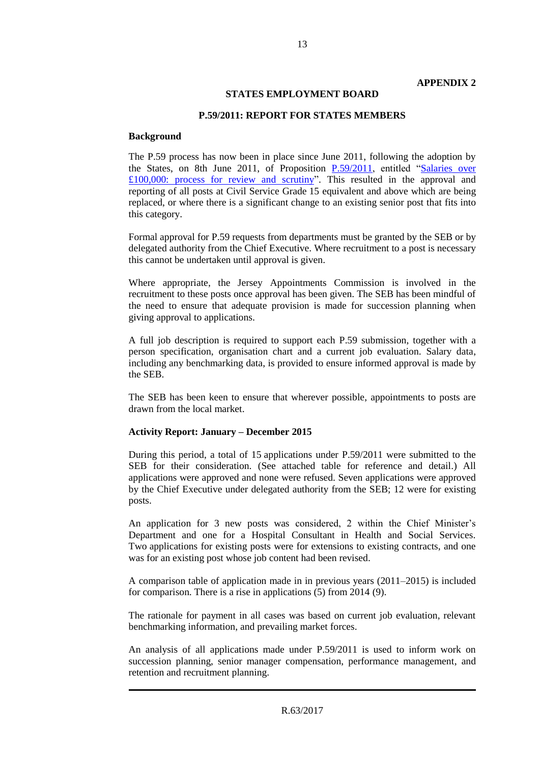**APPENDIX 2**

## STATES EMPLOYMENT BOARD

### P.59/2011: REPORT FOR STATES MEMBERS

**Background**

The P.59 process has now been in place since June 2011, following the adoption by the States, on 8th June 2011, of Proposition P.59/2011, entitled "Salaries over £100,000: process for review and scrutiny". This resulted in the approval and reporting of all posts at Civil Service Grade 15 equivalent and above which are being replaced, or where there is a significant change to an existing senior post that fits into this category.

Formal approval for P.59 requests from departments must be granted by the SEB or by delegated authority from the Chief Executive. Where recruitment to a post is necessary this cannot be undertaken until approval is given.

Where appropriate, the Jersey Appointments Commission is involved in the recruitment to these posts once approval has been given. The SEB has been mindful of the need to ensure that adequate provision is made for succession planning when giving approval to applications.

A full job description is required to support each P.59 submission, together with a person specification, organisation chart and a current job evaluation. Salary data, including any benchmarking data, is provided to ensure informed approval is made by the SEB.

The SEB has been keen to ensure that wherever possible, appointments to posts are drawn from the local market.

**Activity Report: January – December 2015**

During this period, a total of 15 applications under P.59/2011 were submitted to the SEB for their consideration. (See attached table for reference and detail.) All applications were approved and none were refused. Seven applications were approved by the Chief Executive under delegated authority from the SEB; 12 were for existing posts.

An application for 3 new posts was considered, 2 within the Chief Minister's Department and one for a Hospital Consultant in Health and Social Services. Two applications for existing posts were for extensions to existing contracts, and one was for an existing post whose job content had been revised.

A comparison table of application made in in previous years (2011–2015) is included for comparison. There is a rise in applications (5) from 2014 (9).

The rationale for payment in all cases was based on current job evaluation, relevant benchmarking information, and prevailing market forces.

An analysis of all applications made under P.59/2011 is used to inform work on succession planning, senior manager compensation, performance management, and retention and recruitment planning.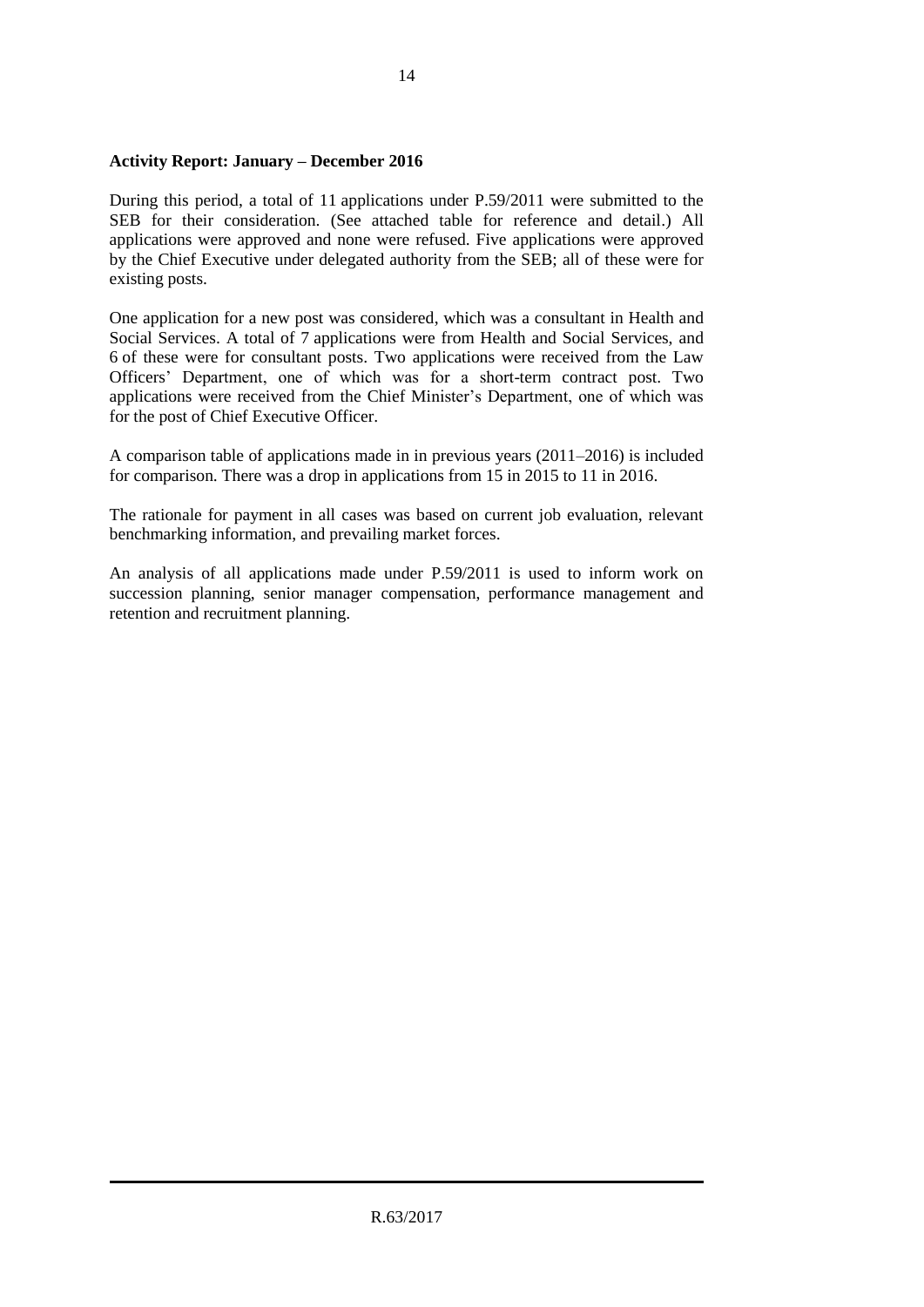**Activity Report: January – December 2016**

During this period, a total of 11 applications under P.59/2011 were submitted to the SEB for their consideration. (See attached table for reference and detail.) All applications were approved and none were refused. Five applications were approved by the Chief Executive under delegated authority from the SEB; all of these were for existing posts.

One application for a new post was considered, which was a consultant in Health and Social Services. A total of 7 applications were from Health and Social Services, and 6 of these were for consultant posts. Two applications were received from the Law Officers' Department, one of which was for a short-term contract post. Two applications were received from the Chief Minister's Department, one of which was for the post of Chief Executive Officer.

A comparison table of applications made in in previous years (2011–2016) is included for comparison. There was a drop in applications from 15 in 2015 to 11 in 2016.

The rationale for payment in all cases was based on current job evaluation, relevant benchmarking information, and prevailing market forces.

An analysis of all applications made under P.59/2011 is used to inform work on succession planning, senior manager compensation, performance management and retention and recruitment planning.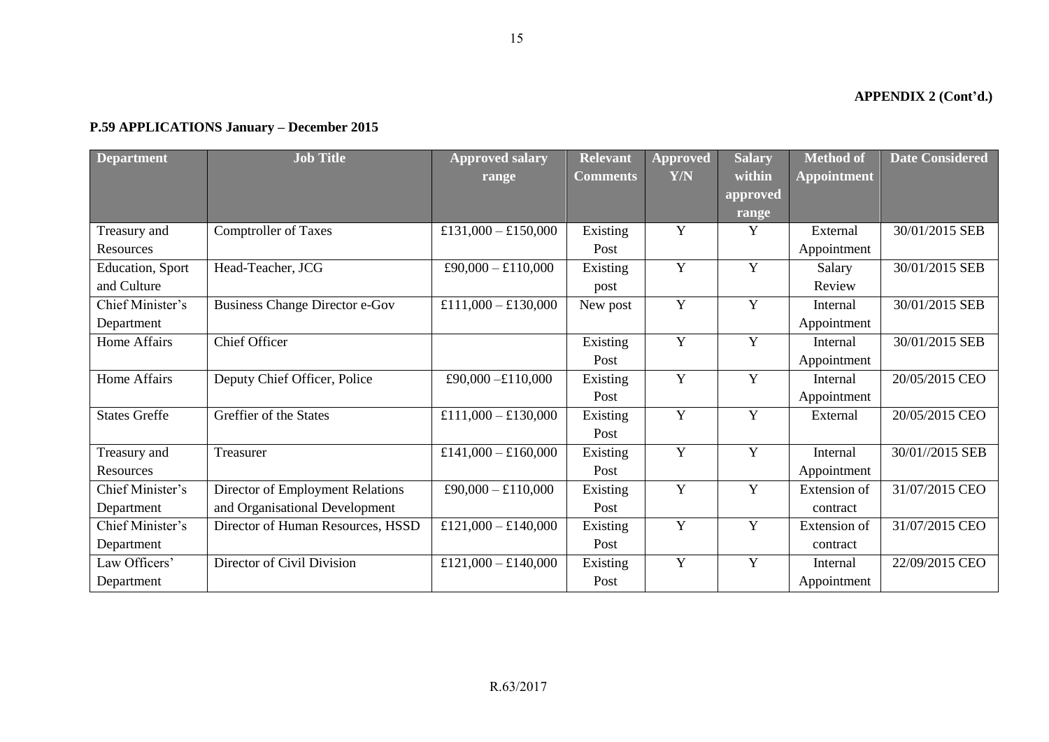**APPENDIX 2 (Cont'd.)**

**P.59 APPLICATIONS January – December 2015**

| Department | Job Title | Approved salary range | Relevant Comments | Approved Y/N | Salary within approved range | Method of Appointment | Date Considered |
|---|---|---|---|---|---|---|---|
| Treasury and Resources | Comptroller of Taxes | £131,000 – £150,000 | Existing Post | Y | Y | External Appointment | 30/01/2015 SEB |
| Education, Sport and Culture | Head-Teacher, JCG | £90,000 – £110,000 | Existing post | Y | Y | Salary Review | 30/01/2015 SEB |
| Chief Minister's Department | Business Change Director e-Gov | £111,000 – £130,000 | New post | Y | Y | Internal Appointment | 30/01/2015 SEB |
| Home Affairs | Chief Officer | | Existing Post | Y | Y | Internal Appointment | 30/01/2015 SEB |
| Home Affairs | Deputy Chief Officer, Police | £90,000 –£110,000 | Existing Post | Y | Y | Internal Appointment | 20/05/2015 CEO |
| States Greffe | Greffier of the States | £111,000 – £130,000 | Existing Post | Y | Y | External | 20/05/2015 CEO |
| Treasury and Resources | Treasurer | £141,000 – £160,000 | Existing Post | Y | Y | Internal Appointment | 30/01//2015 SEB |
| Chief Minister's Department | Director of Employment Relations and Organisational Development | £90,000 – £110,000 | Existing Post | Y | Y | Extension of contract | 31/07/2015 CEO |
| Chief Minister's Department | Director of Human Resources, HSSD | £121,000 – £140,000 | Existing Post | Y | Y | Extension of contract | 31/07/2015 CEO |
| Law Officers' Department | Director of Civil Division | £121,000 – £140,000 | Existing Post | Y | Y | Internal Appointment | 22/09/2015 CEO |

R.63/2017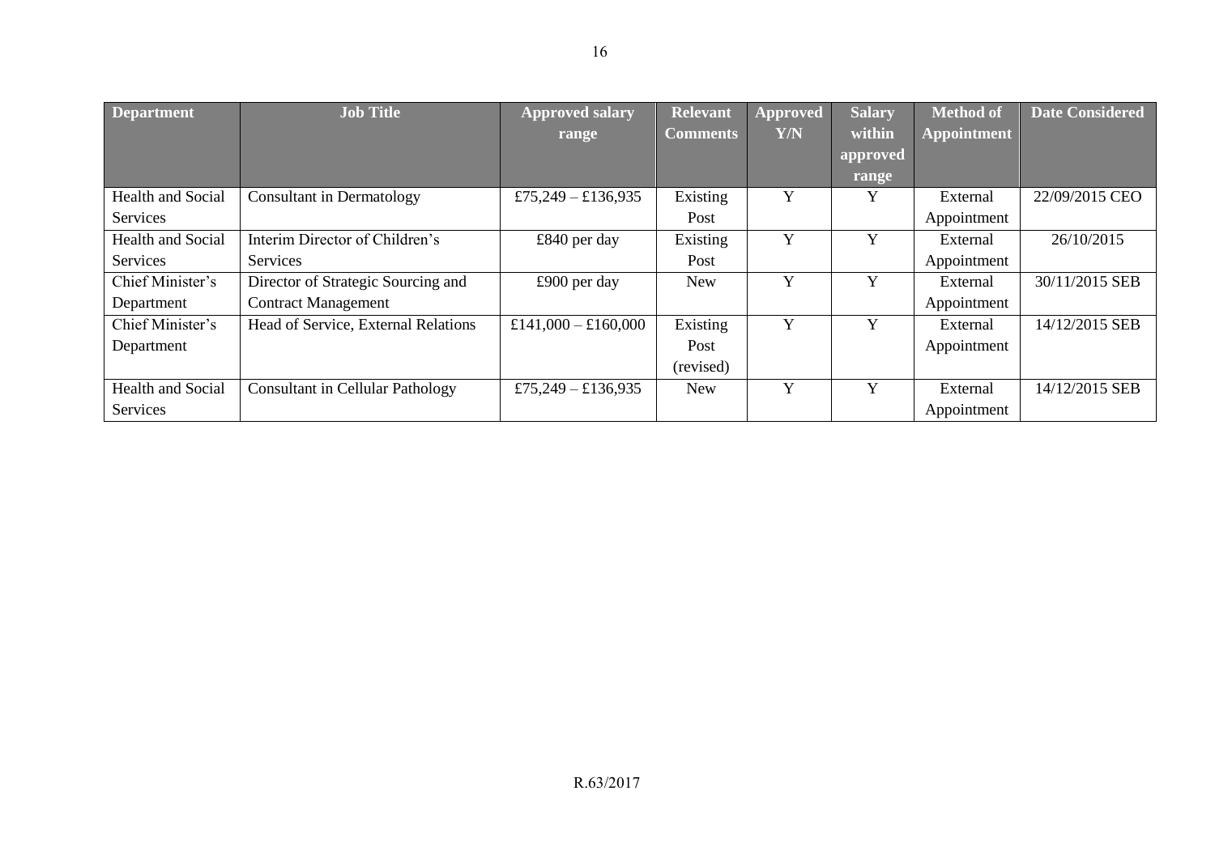| Department | Job Title | Approved salary range | Relevant Comments | Approved Y/N | Salary within approved range | Method of Appointment | Date Considered |
|---|---|---|---|---|---|---|---|
| Health and Social Services | Consultant in Dermatology | £75,249 – £136,935 | Existing Post | Y | Y | External Appointment | 22/09/2015 CEO |
| Health and Social Services | Interim Director of Children's Services | £840 per day | Existing Post | Y | Y | External Appointment | 26/10/2015 |
| Chief Minister's Department | Director of Strategic Sourcing and Contract Management | £900 per day | New | Y | Y | External Appointment | 30/11/2015 SEB |
| Chief Minister's Department | Head of Service, External Relations | £141,000 – £160,000 | Existing Post (revised) | Y | Y | External Appointment | 14/12/2015 SEB |
| Health and Social Services | Consultant in Cellular Pathology | £75,249 – £136,935 | New | Y | Y | External Appointment | 14/12/2015 SEB |

R.63/2017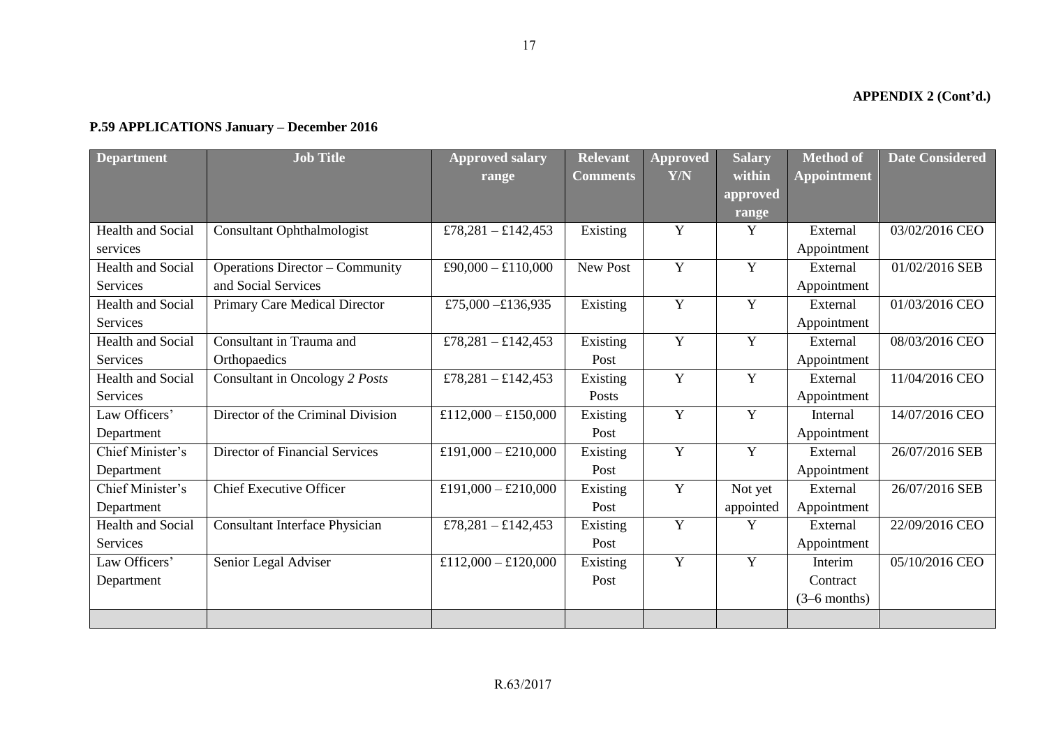**APPENDIX 2 (Cont'd.)**

**P.59 APPLICATIONS January – December 2016**

| Department | Job Title | Approved salary range | Relevant Comments | Approved Y/N | Salary within approved range | Method of Appointment | Date Considered |
|---|---|---|---|---|---|---|---|
| Health and Social services | Consultant Ophthalmologist | £78,281 – £142,453 | Existing | Y | Y | External Appointment | 03/02/2016 CEO |
| Health and Social Services | Operations Director – Community and Social Services | £90,000 – £110,000 | New Post | Y | Y | External Appointment | 01/02/2016 SEB |
| Health and Social Services | Primary Care Medical Director | £75,000 –£136,935 | Existing | Y | Y | External Appointment | 01/03/2016 CEO |
| Health and Social Services | Consultant in Trauma and Orthopaedics | £78,281 – £142,453 | Existing Post | Y | Y | External Appointment | 08/03/2016 CEO |
| Health and Social Services | Consultant in Oncology *2 Posts* | £78,281 – £142,453 | Existing Posts | Y | Y | External Appointment | 11/04/2016 CEO |
| Law Officers' Department | Director of the Criminal Division | £112,000 – £150,000 | Existing Post | Y | Y | Internal Appointment | 14/07/2016 CEO |
| Chief Minister's Department | Director of Financial Services | £191,000 – £210,000 | Existing Post | Y | Y | External Appointment | 26/07/2016 SEB |
| Chief Minister's Department | Chief Executive Officer | £191,000 – £210,000 | Existing Post | Y | Not yet appointed | External Appointment | 26/07/2016 SEB |
| Health and Social Services | Consultant Interface Physician | £78,281 – £142,453 | Existing Post | Y | Y | External Appointment | 22/09/2016 CEO |
| Law Officers' Department | Senior Legal Adviser | £112,000 – £120,000 | Existing Post | Y | Y | Interim Contract (3–6 months) | 05/10/2016 CEO |
| | | | | | | | |

R.63/2017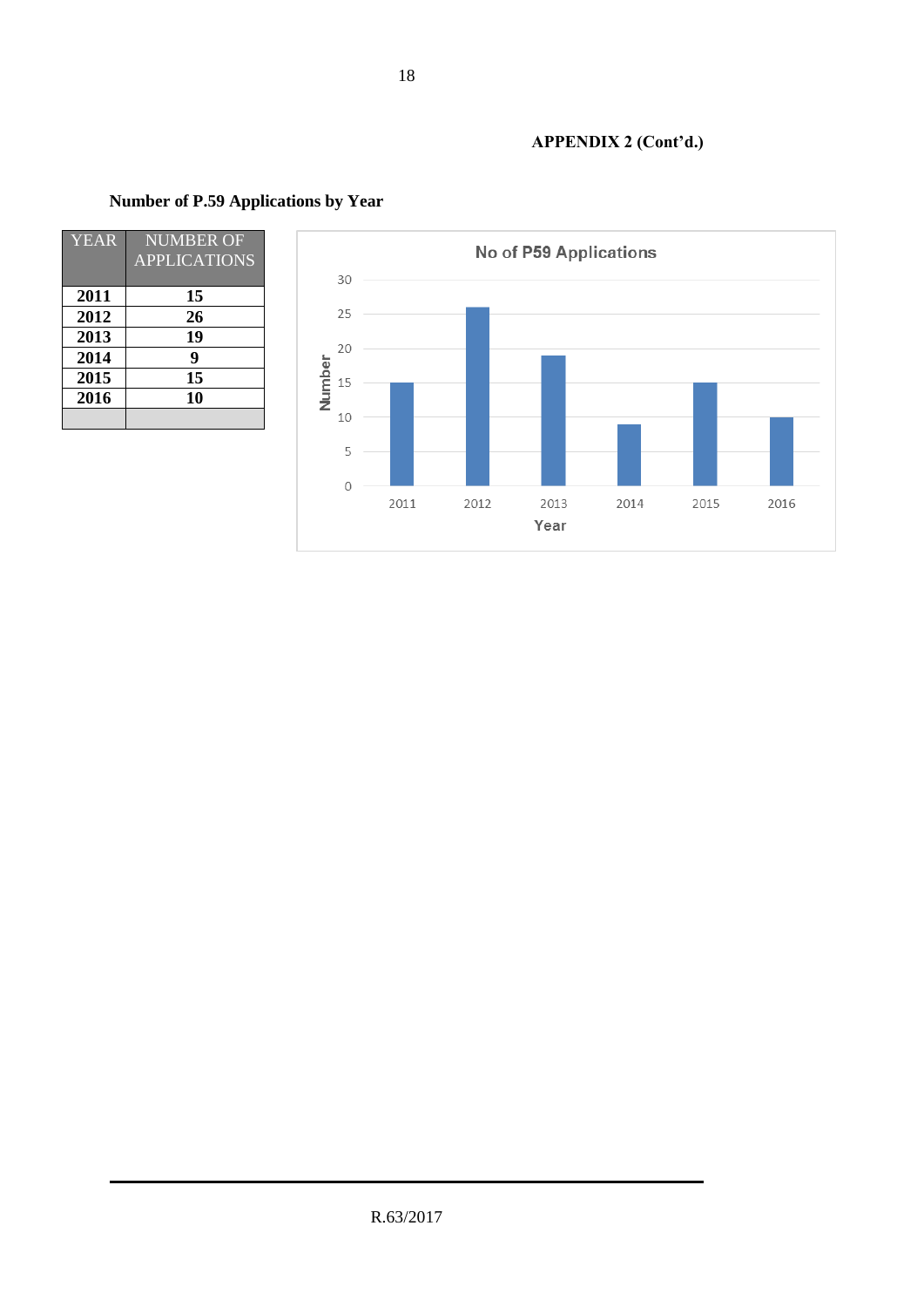**APPENDIX 2 (Cont'd.)**

**Number of P.59 Applications by Year**

| YEAR | NUMBER OF APPLICATIONS |
|---|---|
| **2011** | **15** |
| **2012** | **26** |
| **2013** | **19** |
| **2014** | **9** |
| **2015** | **15** |
| **2016** | **10** |
| | |

No of P59 Applications

Number

30
25
20
15
10
5
0

2011 2012 2013 2014 2015 2016

Year

R.63/2017